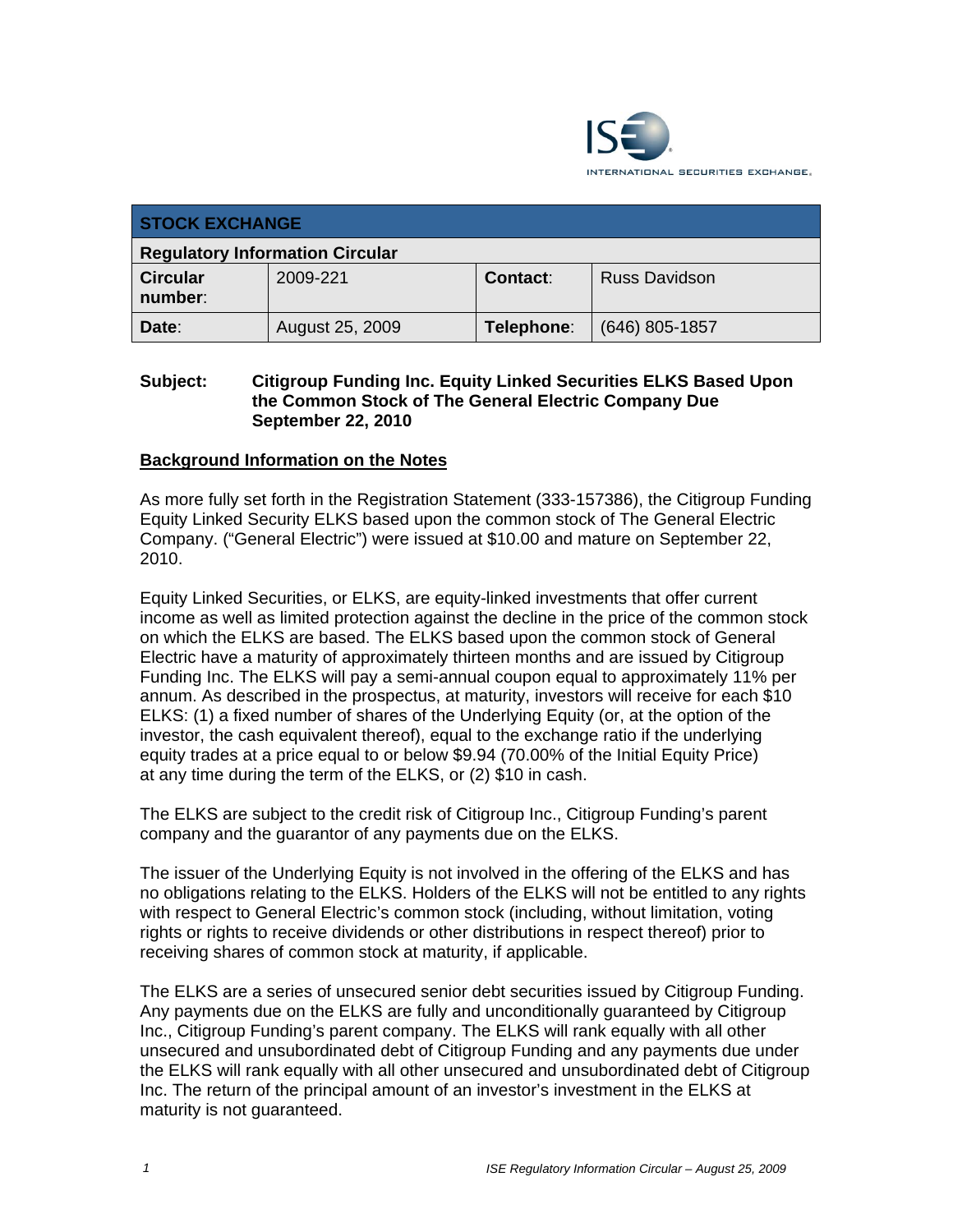| STOCK EXCHANGE | | | |
|---|---|---|---|
| **Regulatory Information Circular** | | | |
| **Circular number**: | 2009-221 | **Contact**: | Russ Davidson |
| **Date**: | August 25, 2009 | **Telephone**: | (646) 805-1857 |

**Subject: Citigroup Funding Inc. Equity Linked Securities ELKS Based Upon the Common Stock of The General Electric Company Due September 22, 2010**

## Background Information on the Notes

As more fully set forth in the Registration Statement (333-157386), the Citigroup Funding Equity Linked Security ELKS based upon the common stock of The General Electric Company. ("General Electric") were issued at $10.00 and mature on September 22, 2010.

Equity Linked Securities, or ELKS, are equity-linked investments that offer current income as well as limited protection against the decline in the price of the common stock on which the ELKS are based. The ELKS based upon the common stock of General Electric have a maturity of approximately thirteen months and are issued by Citigroup Funding Inc. The ELKS will pay a semi-annual coupon equal to approximately 11% per annum. As described in the prospectus, at maturity, investors will receive for each $10 ELKS: (1) a fixed number of shares of the Underlying Equity (or, at the option of the investor, the cash equivalent thereof), equal to the exchange ratio if the underlying equity trades at a price equal to or below $9.94 (70.00% of the Initial Equity Price) at any time during the term of the ELKS, or (2) $10 in cash.

The ELKS are subject to the credit risk of Citigroup Inc., Citigroup Funding's parent company and the guarantor of any payments due on the ELKS.

The issuer of the Underlying Equity is not involved in the offering of the ELKS and has no obligations relating to the ELKS. Holders of the ELKS will not be entitled to any rights with respect to General Electric's common stock (including, without limitation, voting rights or rights to receive dividends or other distributions in respect thereof) prior to receiving shares of common stock at maturity, if applicable.

The ELKS are a series of unsecured senior debt securities issued by Citigroup Funding. Any payments due on the ELKS are fully and unconditionally guaranteed by Citigroup Inc., Citigroup Funding's parent company. The ELKS will rank equally with all other unsecured and unsubordinated debt of Citigroup Funding and any payments due under the ELKS will rank equally with all other unsecured and unsubordinated debt of Citigroup Inc. The return of the principal amount of an investor's investment in the ELKS at maturity is not guaranteed.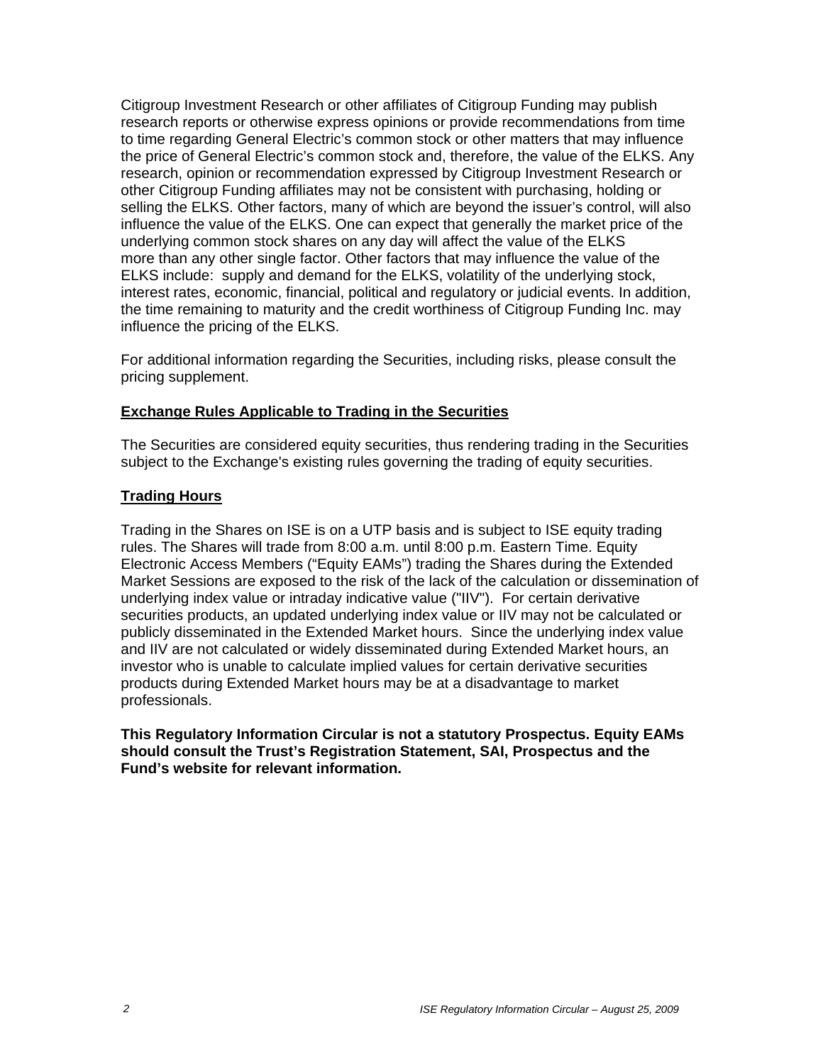Citigroup Investment Research or other affiliates of Citigroup Funding may publish research reports or otherwise express opinions or provide recommendations from time to time regarding General Electric's common stock or other matters that may influence the price of General Electric's common stock and, therefore, the value of the ELKS. Any research, opinion or recommendation expressed by Citigroup Investment Research or other Citigroup Funding affiliates may not be consistent with purchasing, holding or selling the ELKS. Other factors, many of which are beyond the issuer's control, will also influence the value of the ELKS. One can expect that generally the market price of the underlying common stock shares on any day will affect the value of the ELKS more than any other single factor. Other factors that may influence the value of the ELKS include: supply and demand for the ELKS, volatility of the underlying stock, interest rates, economic, financial, political and regulatory or judicial events. In addition, the time remaining to maturity and the credit worthiness of Citigroup Funding Inc. may influence the pricing of the ELKS.

For additional information regarding the Securities, including risks, please consult the pricing supplement.

## Exchange Rules Applicable to Trading in the Securities

The Securities are considered equity securities, thus rendering trading in the Securities subject to the Exchange's existing rules governing the trading of equity securities.

## Trading Hours

Trading in the Shares on ISE is on a UTP basis and is subject to ISE equity trading rules. The Shares will trade from 8:00 a.m. until 8:00 p.m. Eastern Time. Equity Electronic Access Members ("Equity EAMs") trading the Shares during the Extended Market Sessions are exposed to the risk of the lack of the calculation or dissemination of underlying index value or intraday indicative value ("IIV"). For certain derivative securities products, an updated underlying index value or IIV may not be calculated or publicly disseminated in the Extended Market hours. Since the underlying index value and IIV are not calculated or widely disseminated during Extended Market hours, an investor who is unable to calculate implied values for certain derivative securities products during Extended Market hours may be at a disadvantage to market professionals.

**This Regulatory Information Circular is not a statutory Prospectus. Equity EAMs should consult the Trust's Registration Statement, SAI, Prospectus and the Fund's website for relevant information.**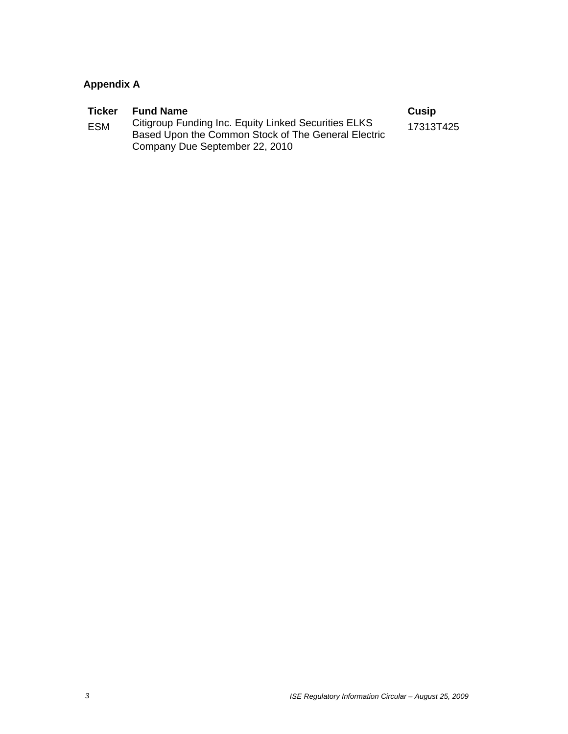## Appendix A

| Ticker | Fund Name | Cusip |
|---|---|---|
| ESM | Citigroup Funding Inc. Equity Linked Securities ELKS Based Upon the Common Stock of The General Electric Company Due September 22, 2010 | 17313T425 |